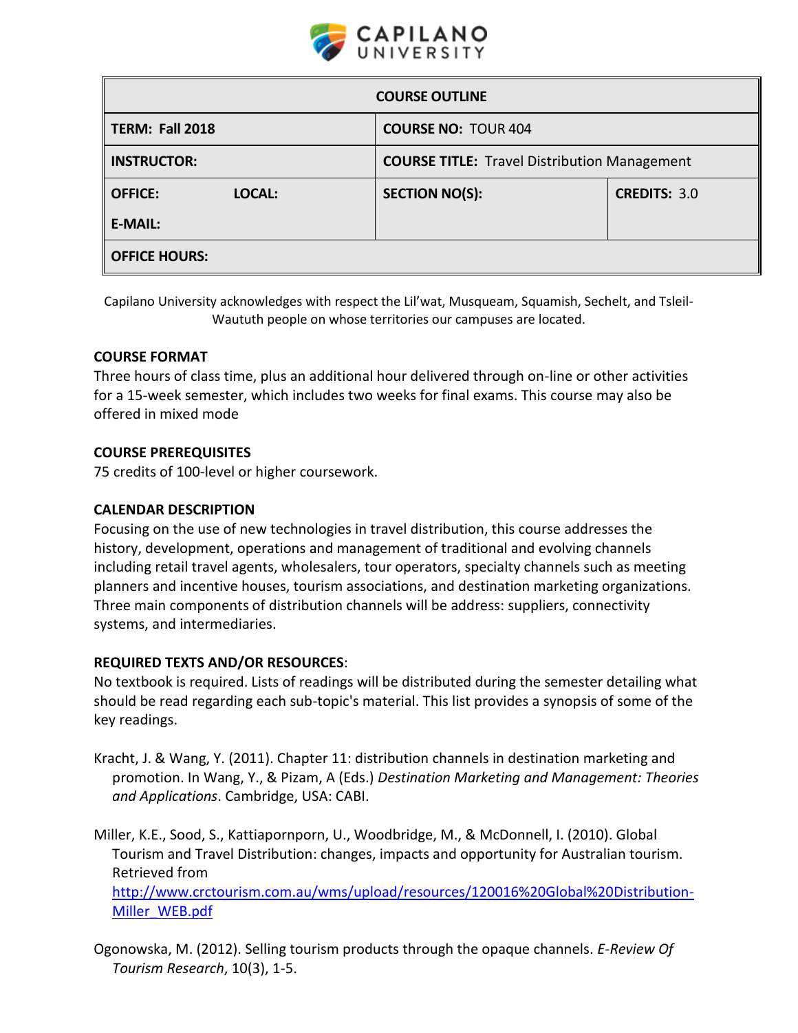CAPILANO UNIVERSITY

| COURSE OUTLINE | | |
|---|---|---|
| **TERM: Fall 2018** | **COURSE NO:** TOUR 404 | |
| **INSTRUCTOR:** | **COURSE TITLE:** Travel Distribution Management | |
| **OFFICE:** **LOCAL:** **E-MAIL:** | **SECTION NO(S):** | **CREDITS:** 3.0 |
| **OFFICE HOURS:** | | |

Capilano University acknowledges with respect the Lil'wat, Musqueam, Squamish, Sechelt, and Tsleil-Waututh people on whose territories our campuses are located.

## COURSE FORMAT

Three hours of class time, plus an additional hour delivered through on-line or other activities for a 15-week semester, which includes two weeks for final exams. This course may also be offered in mixed mode

## COURSE PREREQUISITES

75 credits of 100-level or higher coursework.

## CALENDAR DESCRIPTION

Focusing on the use of new technologies in travel distribution, this course addresses the history, development, operations and management of traditional and evolving channels including retail travel agents, wholesalers, tour operators, specialty channels such as meeting planners and incentive houses, tourism associations, and destination marketing organizations. Three main components of distribution channels will be address: suppliers, connectivity systems, and intermediaries.

## REQUIRED TEXTS AND/OR RESOURCES:

No textbook is required. Lists of readings will be distributed during the semester detailing what should be read regarding each sub-topic's material. This list provides a synopsis of some of the key readings.

Kracht, J. & Wang, Y. (2011). Chapter 11: distribution channels in destination marketing and promotion. In Wang, Y., & Pizam, A (Eds.) *Destination Marketing and Management: Theories and Applications*. Cambridge, USA: CABI.

Miller, K.E., Sood, S., Kattiapornporn, U., Woodbridge, M., & McDonnell, I. (2010). Global Tourism and Travel Distribution: changes, impacts and opportunity for Australian tourism. Retrieved from http://www.crctourism.com.au/wms/upload/resources/120016%20Global%20Distribution-Miller_WEB.pdf

Ogonowska, M. (2012). Selling tourism products through the opaque channels. *E-Review Of Tourism Research*, 10(3), 1-5.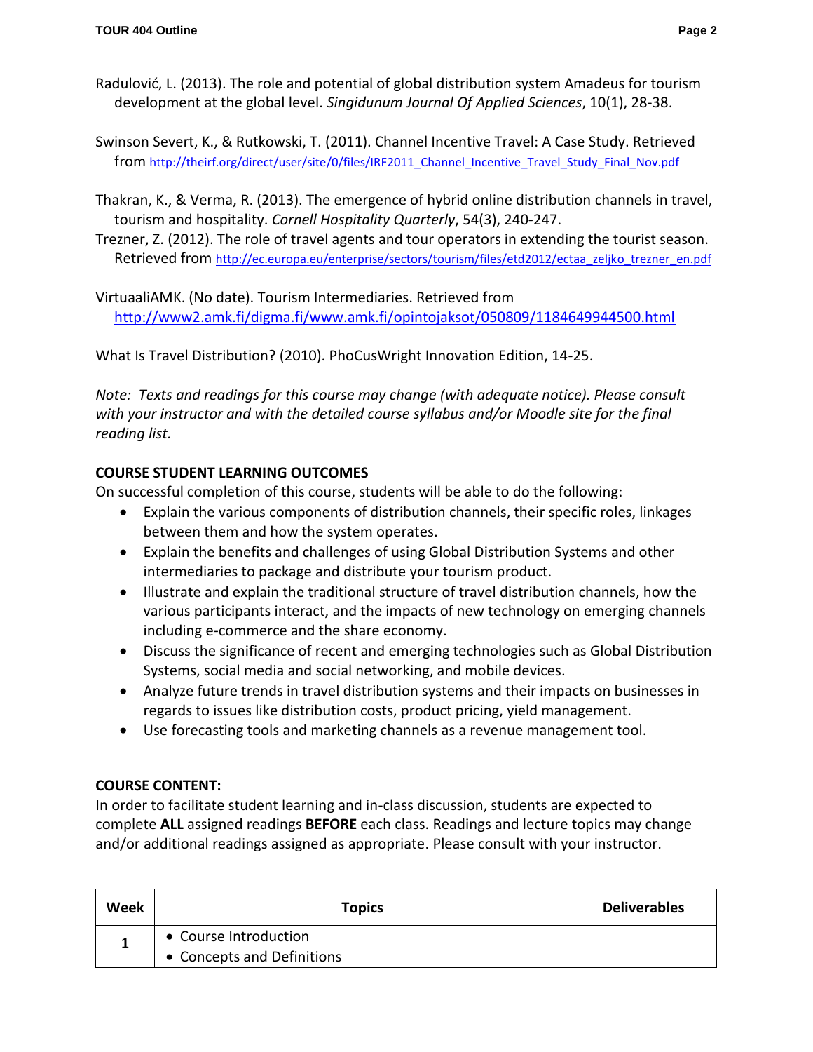Radulović, L. (2013). The role and potential of global distribution system Amadeus for tourism development at the global level. *Singidunum Journal Of Applied Sciences*, 10(1), 28-38.

Swinson Severt, K., & Rutkowski, T. (2011). Channel Incentive Travel: A Case Study. Retrieved from http://theirf.org/direct/user/site/0/files/IRF2011_Channel_Incentive_Travel_Study_Final_Nov.pdf

Thakran, K., & Verma, R. (2013). The emergence of hybrid online distribution channels in travel, tourism and hospitality. *Cornell Hospitality Quarterly*, 54(3), 240-247.

Trezner, Z. (2012). The role of travel agents and tour operators in extending the tourist season. Retrieved from http://ec.europa.eu/enterprise/sectors/tourism/files/etd2012/ectaa_zeljko_trezner_en.pdf

VirtuaaliAMK. (No date). Tourism Intermediaries. Retrieved from http://www2.amk.fi/digma.fi/www.amk.fi/opintojaksot/050809/1184649944500.html

What Is Travel Distribution? (2010). PhoCusWright Innovation Edition, 14-25.

*Note: Texts and readings for this course may change (with adequate notice). Please consult with your instructor and with the detailed course syllabus and/or Moodle site for the final reading list.*

**COURSE STUDENT LEARNING OUTCOMES**

On successful completion of this course, students will be able to do the following:

- Explain the various components of distribution channels, their specific roles, linkages between them and how the system operates.
- Explain the benefits and challenges of using Global Distribution Systems and other intermediaries to package and distribute your tourism product.
- Illustrate and explain the traditional structure of travel distribution channels, how the various participants interact, and the impacts of new technology on emerging channels including e-commerce and the share economy.
- Discuss the significance of recent and emerging technologies such as Global Distribution Systems, social media and social networking, and mobile devices.
- Analyze future trends in travel distribution systems and their impacts on businesses in regards to issues like distribution costs, product pricing, yield management.
- Use forecasting tools and marketing channels as a revenue management tool.

**COURSE CONTENT:**

In order to facilitate student learning and in-class discussion, students are expected to complete **ALL** assigned readings **BEFORE** each class. Readings and lecture topics may change and/or additional readings assigned as appropriate. Please consult with your instructor.

| Week | Topics | Deliverables |
|---|---|---|
| 1 | • Course Introduction<br>• Concepts and Definitions | |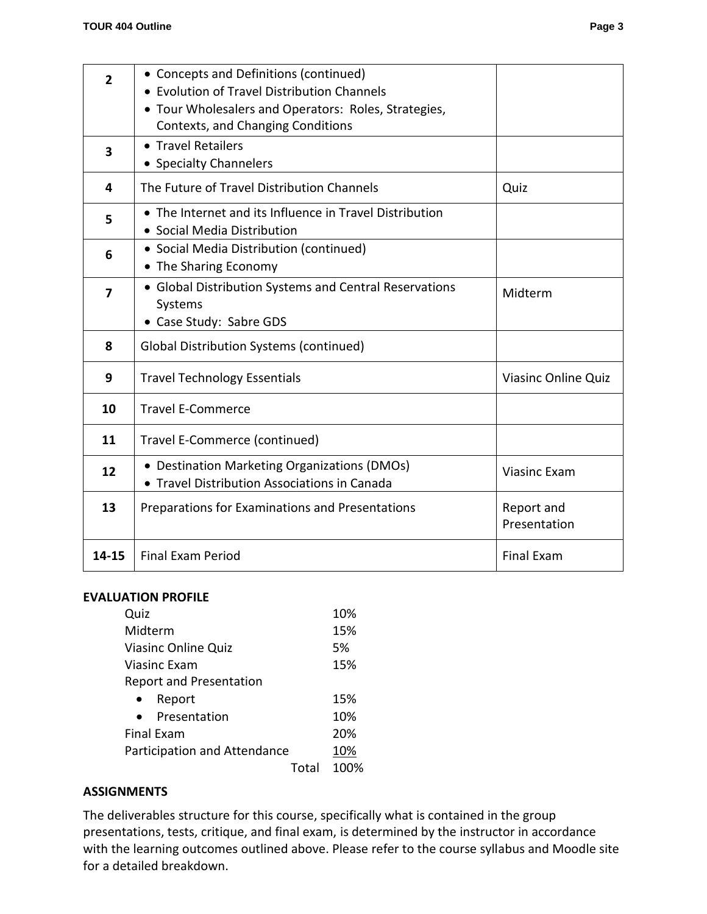| | | |
|---|---|---|
| **2** | • Concepts and Definitions (continued)<br>• Evolution of Travel Distribution Channels<br>• Tour Wholesalers and Operators: Roles, Strategies, Contexts, and Changing Conditions | |
| **3** | • Travel Retailers<br>• Specialty Channelers | |
| **4** | The Future of Travel Distribution Channels | Quiz |
| **5** | • The Internet and its Influence in Travel Distribution<br>• Social Media Distribution | |
| **6** | • Social Media Distribution (continued)<br>• The Sharing Economy | |
| **7** | • Global Distribution Systems and Central Reservations Systems<br>• Case Study: Sabre GDS | Midterm |
| **8** | Global Distribution Systems (continued) | |
| **9** | Travel Technology Essentials | Viasinc Online Quiz |
| **10** | Travel E-Commerce | |
| **11** | Travel E-Commerce (continued) | |
| **12** | • Destination Marketing Organizations (DMOs)<br>• Travel Distribution Associations in Canada | Viasinc Exam |
| **13** | Preparations for Examinations and Presentations | Report and Presentation |
| **14-15** | Final Exam Period | Final Exam |

**EVALUATION PROFILE**

| | |
|---|---|
| Quiz | 10% |
| Midterm | 15% |
| Viasinc Online Quiz | 5% |
| Viasinc Exam | 15% |
| Report and Presentation | |
| • Report | 15% |
| • Presentation | 10% |
| Final Exam | 20% |
| Participation and Attendance | 10% |
| Total | 100% |

**ASSIGNMENTS**

The deliverables structure for this course, specifically what is contained in the group presentations, tests, critique, and final exam, is determined by the instructor in accordance with the learning outcomes outlined above. Please refer to the course syllabus and Moodle site for a detailed breakdown.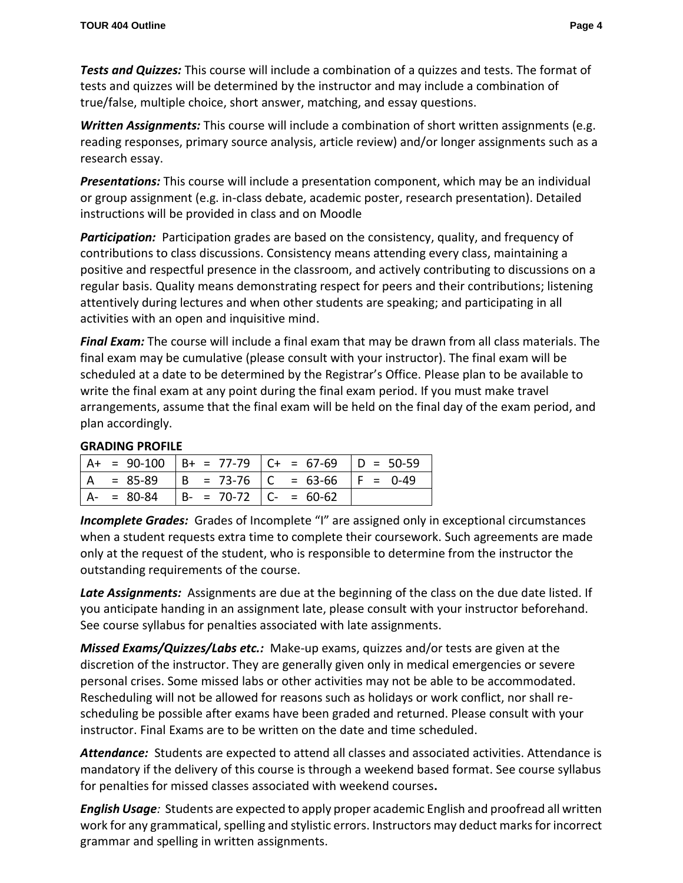***Tests and Quizzes:*** This course will include a combination of a quizzes and tests. The format of tests and quizzes will be determined by the instructor and may include a combination of true/false, multiple choice, short answer, matching, and essay questions.

***Written Assignments:*** This course will include a combination of short written assignments (e.g. reading responses, primary source analysis, article review) and/or longer assignments such as a research essay.

***Presentations:*** This course will include a presentation component, which may be an individual or group assignment (e.g. in-class debate, academic poster, research presentation). Detailed instructions will be provided in class and on Moodle

***Participation:*** Participation grades are based on the consistency, quality, and frequency of contributions to class discussions. Consistency means attending every class, maintaining a positive and respectful presence in the classroom, and actively contributing to discussions on a regular basis. Quality means demonstrating respect for peers and their contributions; listening attentively during lectures and when other students are speaking; and participating in all activities with an open and inquisitive mind.

***Final Exam:*** The course will include a final exam that may be drawn from all class materials. The final exam may be cumulative (please consult with your instructor). The final exam will be scheduled at a date to be determined by the Registrar's Office. Please plan to be available to write the final exam at any point during the final exam period. If you must make travel arrangements, assume that the final exam will be held on the final day of the exam period, and plan accordingly.

**GRADING PROFILE**

| | | | |
|---|---|---|---|
| A+ = 90-100 | B+ = 77-79 | C+ = 67-69 | D = 50-59 |
| A = 85-89 | B = 73-76 | C = 63-66 | F = 0-49 |
| A- = 80-84 | B- = 70-72 | C- = 60-62 | |

***Incomplete Grades:*** Grades of Incomplete "I" are assigned only in exceptional circumstances when a student requests extra time to complete their coursework. Such agreements are made only at the request of the student, who is responsible to determine from the instructor the outstanding requirements of the course.

***Late Assignments:*** Assignments are due at the beginning of the class on the due date listed. If you anticipate handing in an assignment late, please consult with your instructor beforehand. See course syllabus for penalties associated with late assignments.

***Missed Exams/Quizzes/Labs etc.:*** Make-up exams, quizzes and/or tests are given at the discretion of the instructor. They are generally given only in medical emergencies or severe personal crises. Some missed labs or other activities may not be able to be accommodated. Rescheduling will not be allowed for reasons such as holidays or work conflict, nor shall re-scheduling be possible after exams have been graded and returned. Please consult with your instructor. Final Exams are to be written on the date and time scheduled.

***Attendance:*** Students are expected to attend all classes and associated activities. Attendance is mandatory if the delivery of this course is through a weekend based format. See course syllabus for penalties for missed classes associated with weekend courses**.**

***English Usage**:* Students are expected to apply proper academic English and proofread all written work for any grammatical, spelling and stylistic errors. Instructors may deduct marks for incorrect grammar and spelling in written assignments.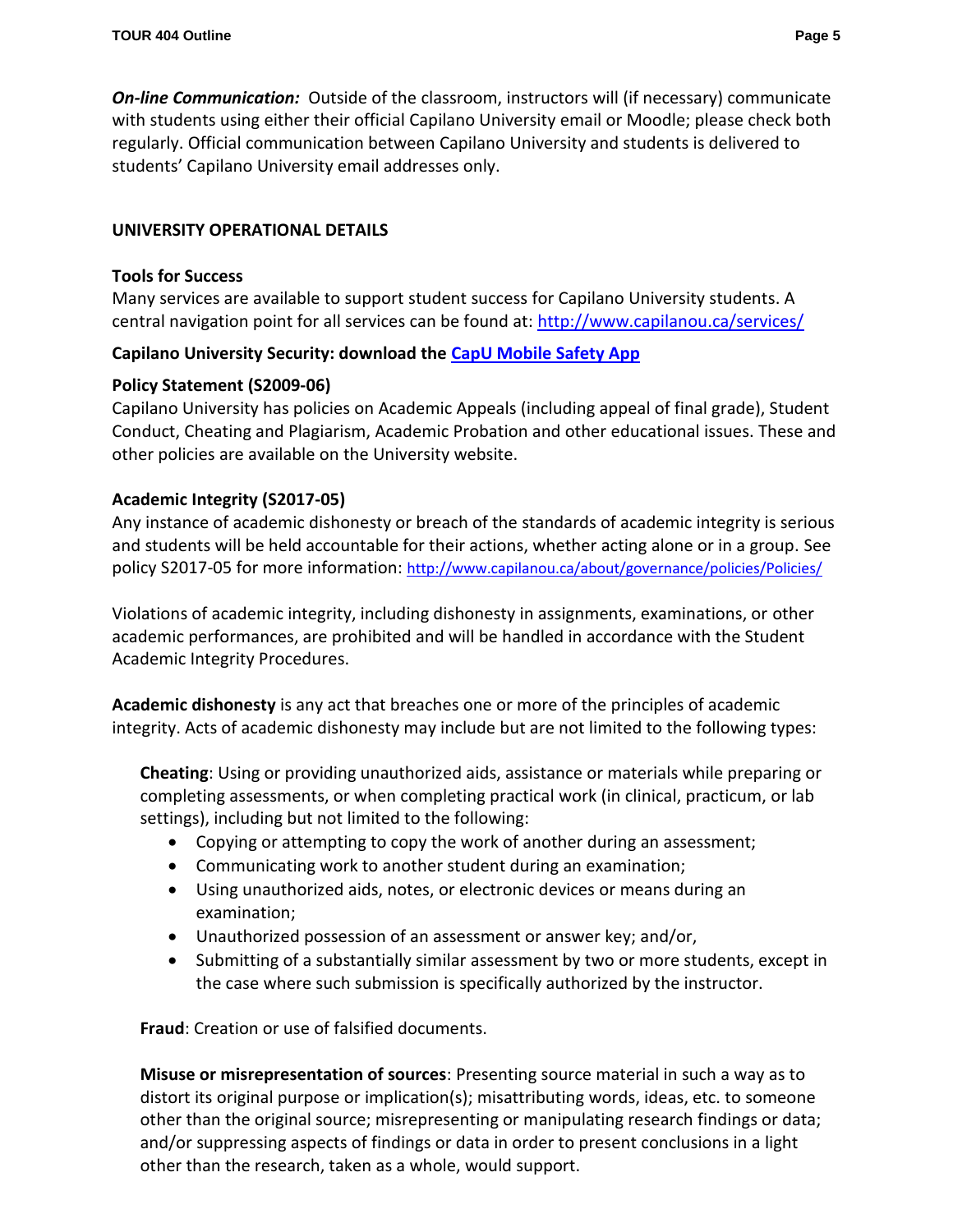***On-line Communication:*** Outside of the classroom, instructors will (if necessary) communicate with students using either their official Capilano University email or Moodle; please check both regularly. Official communication between Capilano University and students is delivered to students' Capilano University email addresses only.

## UNIVERSITY OPERATIONAL DETAILS

### Tools for Success

Many services are available to support student success for Capilano University students. A central navigation point for all services can be found at: http://www.capilanou.ca/services/

**Capilano University Security: download the CapU Mobile Safety App**

### Policy Statement (S2009-06)

Capilano University has policies on Academic Appeals (including appeal of final grade), Student Conduct, Cheating and Plagiarism, Academic Probation and other educational issues. These and other policies are available on the University website.

### Academic Integrity (S2017-05)

Any instance of academic dishonesty or breach of the standards of academic integrity is serious and students will be held accountable for their actions, whether acting alone or in a group. See policy S2017-05 for more information: http://www.capilanou.ca/about/governance/policies/Policies/

Violations of academic integrity, including dishonesty in assignments, examinations, or other academic performances, are prohibited and will be handled in accordance with the Student Academic Integrity Procedures.

**Academic dishonesty** is any act that breaches one or more of the principles of academic integrity. Acts of academic dishonesty may include but are not limited to the following types:

**Cheating**: Using or providing unauthorized aids, assistance or materials while preparing or completing assessments, or when completing practical work (in clinical, practicum, or lab settings), including but not limited to the following:

- Copying or attempting to copy the work of another during an assessment;
- Communicating work to another student during an examination;
- Using unauthorized aids, notes, or electronic devices or means during an examination;
- Unauthorized possession of an assessment or answer key; and/or,
- Submitting of a substantially similar assessment by two or more students, except in the case where such submission is specifically authorized by the instructor.

**Fraud**: Creation or use of falsified documents.

**Misuse or misrepresentation of sources**: Presenting source material in such a way as to distort its original purpose or implication(s); misattributing words, ideas, etc. to someone other than the original source; misrepresenting or manipulating research findings or data; and/or suppressing aspects of findings or data in order to present conclusions in a light other than the research, taken as a whole, would support.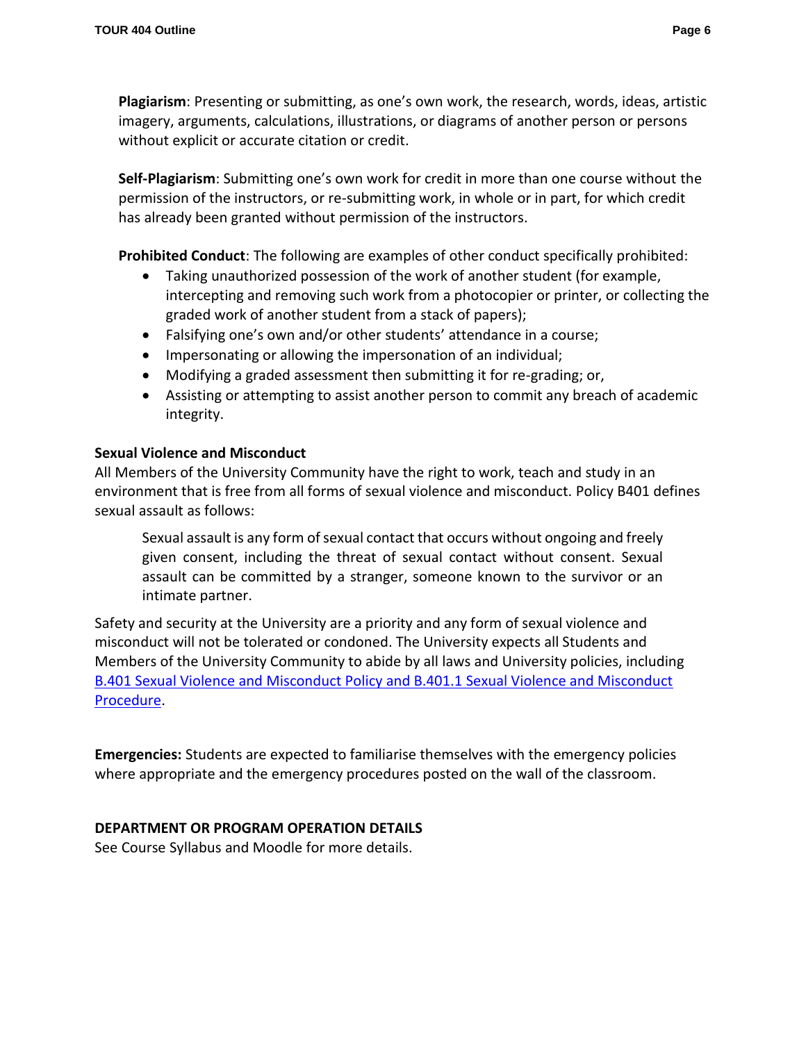**Plagiarism**: Presenting or submitting, as one's own work, the research, words, ideas, artistic imagery, arguments, calculations, illustrations, or diagrams of another person or persons without explicit or accurate citation or credit.

**Self-Plagiarism**: Submitting one's own work for credit in more than one course without the permission of the instructors, or re-submitting work, in whole or in part, for which credit has already been granted without permission of the instructors.

**Prohibited Conduct**: The following are examples of other conduct specifically prohibited:

- Taking unauthorized possession of the work of another student (for example, intercepting and removing such work from a photocopier or printer, or collecting the graded work of another student from a stack of papers);
- Falsifying one's own and/or other students' attendance in a course;
- Impersonating or allowing the impersonation of an individual;
- Modifying a graded assessment then submitting it for re-grading; or,
- Assisting or attempting to assist another person to commit any breach of academic integrity.

**Sexual Violence and Misconduct**

All Members of the University Community have the right to work, teach and study in an environment that is free from all forms of sexual violence and misconduct. Policy B401 defines sexual assault as follows:

> Sexual assault is any form of sexual contact that occurs without ongoing and freely given consent, including the threat of sexual contact without consent. Sexual assault can be committed by a stranger, someone known to the survivor or an intimate partner.

Safety and security at the University are a priority and any form of sexual violence and misconduct will not be tolerated or condoned. The University expects all Students and Members of the University Community to abide by all laws and University policies, including B.401 Sexual Violence and Misconduct Policy and B.401.1 Sexual Violence and Misconduct Procedure.

**Emergencies:** Students are expected to familiarise themselves with the emergency policies where appropriate and the emergency procedures posted on the wall of the classroom.

**DEPARTMENT OR PROGRAM OPERATION DETAILS**

See Course Syllabus and Moodle for more details.